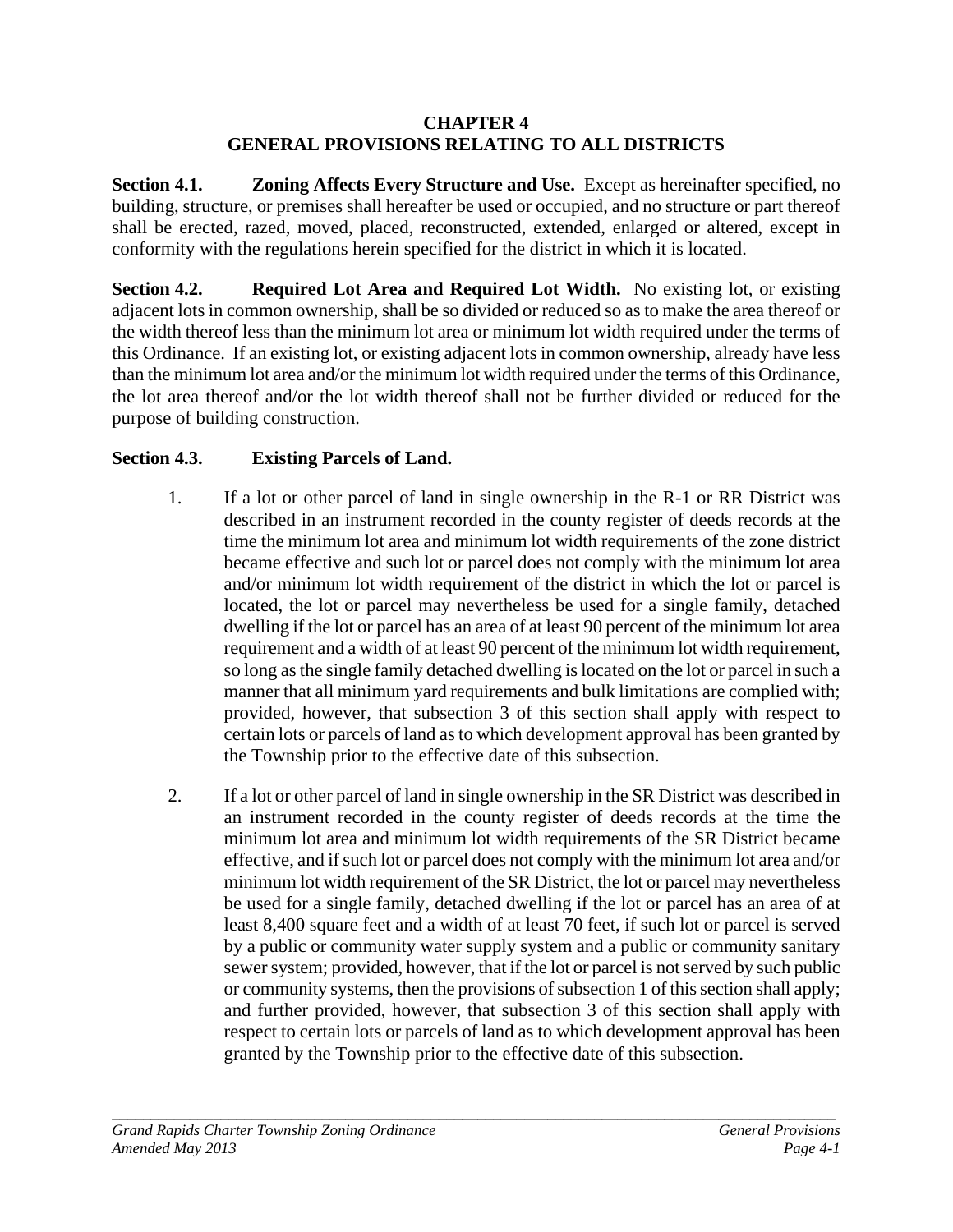# CHAPTER 4
# GENERAL PROVISIONS RELATING TO ALL DISTRICTS

**Section 4.1. Zoning Affects Every Structure and Use.** Except as hereinafter specified, no building, structure, or premises shall hereafter be used or occupied, and no structure or part thereof shall be erected, razed, moved, placed, reconstructed, extended, enlarged or altered, except in conformity with the regulations herein specified for the district in which it is located.

**Section 4.2. Required Lot Area and Required Lot Width.** No existing lot, or existing adjacent lots in common ownership, shall be so divided or reduced so as to make the area thereof or the width thereof less than the minimum lot area or minimum lot width required under the terms of this Ordinance. If an existing lot, or existing adjacent lots in common ownership, already have less than the minimum lot area and/or the minimum lot width required under the terms of this Ordinance, the lot area thereof and/or the lot width thereof shall not be further divided or reduced for the purpose of building construction.

**Section 4.3. Existing Parcels of Land.**

1. If a lot or other parcel of land in single ownership in the R-1 or RR District was described in an instrument recorded in the county register of deeds records at the time the minimum lot area and minimum lot width requirements of the zone district became effective and such lot or parcel does not comply with the minimum lot area and/or minimum lot width requirement of the district in which the lot or parcel is located, the lot or parcel may nevertheless be used for a single family, detached dwelling if the lot or parcel has an area of at least 90 percent of the minimum lot area requirement and a width of at least 90 percent of the minimum lot width requirement, so long as the single family detached dwelling is located on the lot or parcel in such a manner that all minimum yard requirements and bulk limitations are complied with; provided, however, that subsection 3 of this section shall apply with respect to certain lots or parcels of land as to which development approval has been granted by the Township prior to the effective date of this subsection.

2. If a lot or other parcel of land in single ownership in the SR District was described in an instrument recorded in the county register of deeds records at the time the minimum lot area and minimum lot width requirements of the SR District became effective, and if such lot or parcel does not comply with the minimum lot area and/or minimum lot width requirement of the SR District, the lot or parcel may nevertheless be used for a single family, detached dwelling if the lot or parcel has an area of at least 8,400 square feet and a width of at least 70 feet, if such lot or parcel is served by a public or community water supply system and a public or community sanitary sewer system; provided, however, that if the lot or parcel is not served by such public or community systems, then the provisions of subsection 1 of this section shall apply; and further provided, however, that subsection 3 of this section shall apply with respect to certain lots or parcels of land as to which development approval has been granted by the Township prior to the effective date of this subsection.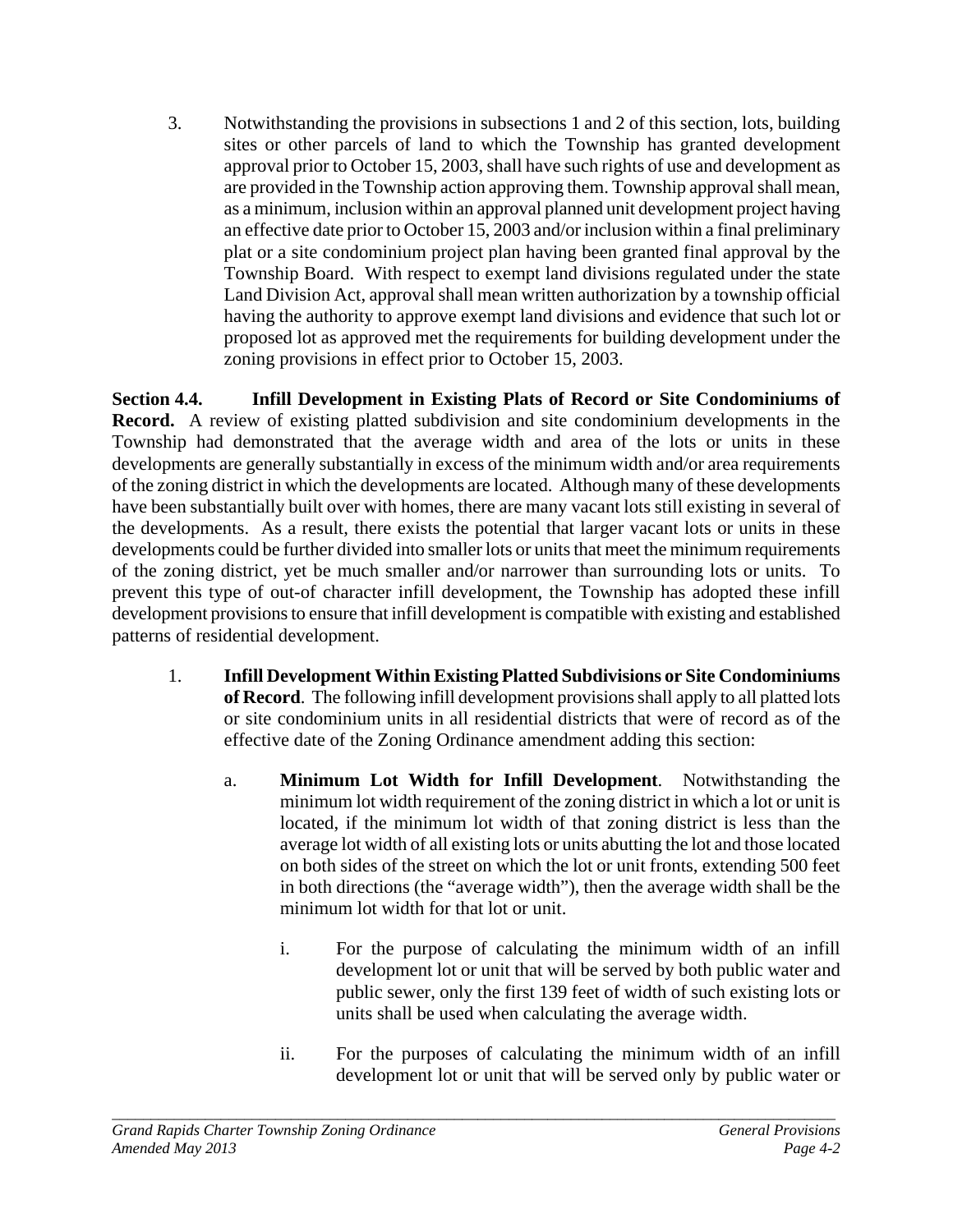3. Notwithstanding the provisions in subsections 1 and 2 of this section, lots, building sites or other parcels of land to which the Township has granted development approval prior to October 15, 2003, shall have such rights of use and development as are provided in the Township action approving them. Township approval shall mean, as a minimum, inclusion within an approval planned unit development project having an effective date prior to October 15, 2003 and/or inclusion within a final preliminary plat or a site condominium project plan having been granted final approval by the Township Board. With respect to exempt land divisions regulated under the state Land Division Act, approval shall mean written authorization by a township official having the authority to approve exempt land divisions and evidence that such lot or proposed lot as approved met the requirements for building development under the zoning provisions in effect prior to October 15, 2003.

**Section 4.4. Infill Development in Existing Plats of Record or Site Condominiums of Record.** A review of existing platted subdivision and site condominium developments in the Township had demonstrated that the average width and area of the lots or units in these developments are generally substantially in excess of the minimum width and/or area requirements of the zoning district in which the developments are located. Although many of these developments have been substantially built over with homes, there are many vacant lots still existing in several of the developments. As a result, there exists the potential that larger vacant lots or units in these developments could be further divided into smaller lots or units that meet the minimum requirements of the zoning district, yet be much smaller and/or narrower than surrounding lots or units. To prevent this type of out-of character infill development, the Township has adopted these infill development provisions to ensure that infill development is compatible with existing and established patterns of residential development.

1. **Infill Development Within Existing Platted Subdivisions or Site Condominiums of Record**. The following infill development provisions shall apply to all platted lots or site condominium units in all residential districts that were of record as of the effective date of the Zoning Ordinance amendment adding this section:

   a. **Minimum Lot Width for Infill Development**. Notwithstanding the minimum lot width requirement of the zoning district in which a lot or unit is located, if the minimum lot width of that zoning district is less than the average lot width of all existing lots or units abutting the lot and those located on both sides of the street on which the lot or unit fronts, extending 500 feet in both directions (the "average width"), then the average width shall be the minimum lot width for that lot or unit.

      i. For the purpose of calculating the minimum width of an infill development lot or unit that will be served by both public water and public sewer, only the first 139 feet of width of such existing lots or units shall be used when calculating the average width.

      ii. For the purposes of calculating the minimum width of an infill development lot or unit that will be served only by public water or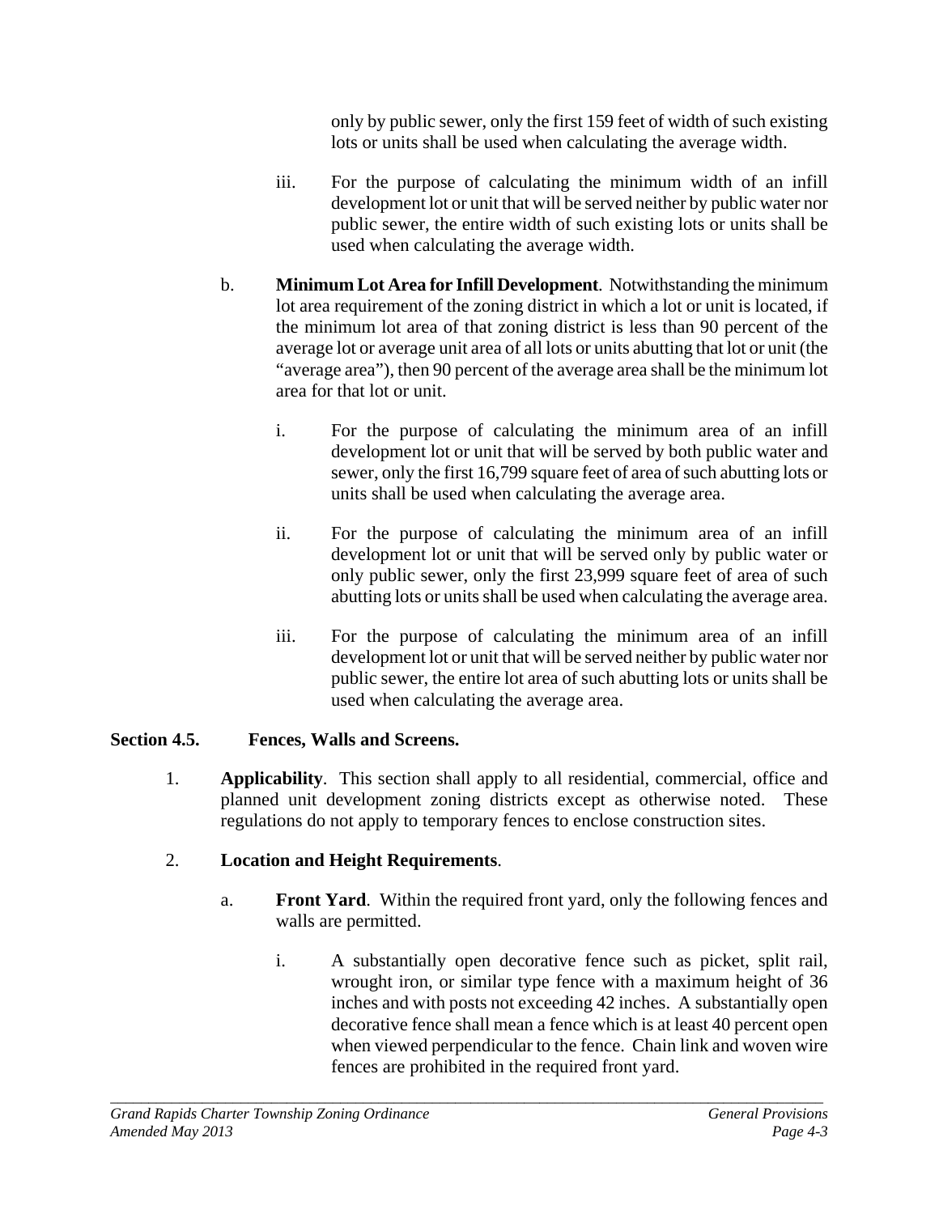only by public sewer, only the first 159 feet of width of such existing lots or units shall be used when calculating the average width.

iii. For the purpose of calculating the minimum width of an infill development lot or unit that will be served neither by public water nor public sewer, the entire width of such existing lots or units shall be used when calculating the average width.

b. **Minimum Lot Area for Infill Development**. Notwithstanding the minimum lot area requirement of the zoning district in which a lot or unit is located, if the minimum lot area of that zoning district is less than 90 percent of the average lot or average unit area of all lots or units abutting that lot or unit (the "average area"), then 90 percent of the average area shall be the minimum lot area for that lot or unit.

i. For the purpose of calculating the minimum area of an infill development lot or unit that will be served by both public water and sewer, only the first 16,799 square feet of area of such abutting lots or units shall be used when calculating the average area.

ii. For the purpose of calculating the minimum area of an infill development lot or unit that will be served only by public water or only public sewer, only the first 23,999 square feet of area of such abutting lots or units shall be used when calculating the average area.

iii. For the purpose of calculating the minimum area of an infill development lot or unit that will be served neither by public water nor public sewer, the entire lot area of such abutting lots or units shall be used when calculating the average area.

## Section 4.5. Fences, Walls and Screens.

1. **Applicability**. This section shall apply to all residential, commercial, office and planned unit development zoning districts except as otherwise noted. These regulations do not apply to temporary fences to enclose construction sites.

2. **Location and Height Requirements**.

a. **Front Yard**. Within the required front yard, only the following fences and walls are permitted.

i. A substantially open decorative fence such as picket, split rail, wrought iron, or similar type fence with a maximum height of 36 inches and with posts not exceeding 42 inches. A substantially open decorative fence shall mean a fence which is at least 40 percent open when viewed perpendicular to the fence. Chain link and woven wire fences are prohibited in the required front yard.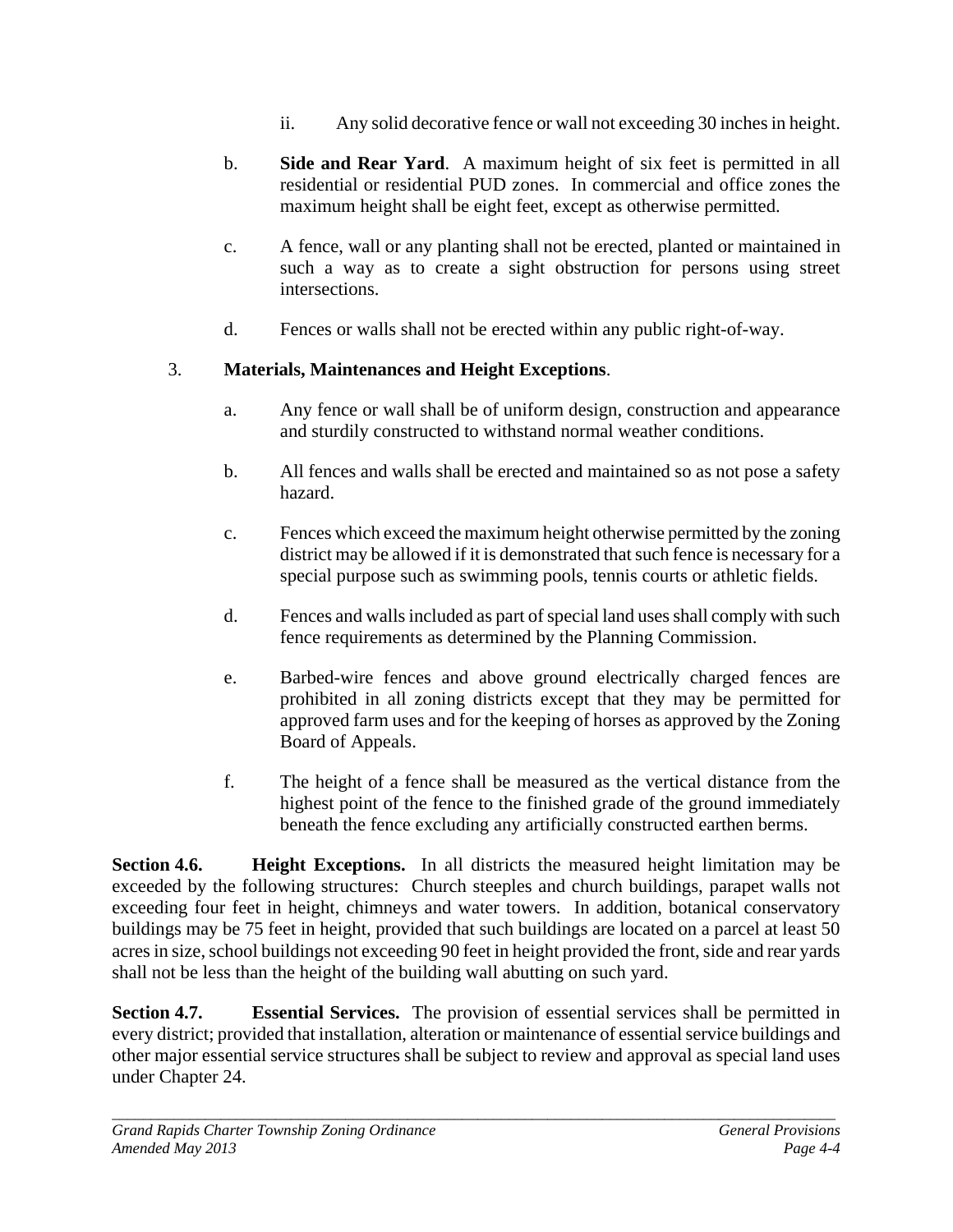ii. Any solid decorative fence or wall not exceeding 30 inches in height.

b. **Side and Rear Yard**. A maximum height of six feet is permitted in all residential or residential PUD zones. In commercial and office zones the maximum height shall be eight feet, except as otherwise permitted.

c. A fence, wall or any planting shall not be erected, planted or maintained in such a way as to create a sight obstruction for persons using street intersections.

d. Fences or walls shall not be erected within any public right-of-way.

3. **Materials, Maintenances and Height Exceptions**.

a. Any fence or wall shall be of uniform design, construction and appearance and sturdily constructed to withstand normal weather conditions.

b. All fences and walls shall be erected and maintained so as not pose a safety hazard.

c. Fences which exceed the maximum height otherwise permitted by the zoning district may be allowed if it is demonstrated that such fence is necessary for a special purpose such as swimming pools, tennis courts or athletic fields.

d. Fences and walls included as part of special land uses shall comply with such fence requirements as determined by the Planning Commission.

e. Barbed-wire fences and above ground electrically charged fences are prohibited in all zoning districts except that they may be permitted for approved farm uses and for the keeping of horses as approved by the Zoning Board of Appeals.

f. The height of a fence shall be measured as the vertical distance from the highest point of the fence to the finished grade of the ground immediately beneath the fence excluding any artificially constructed earthen berms.

**Section 4.6. Height Exceptions.** In all districts the measured height limitation may be exceeded by the following structures: Church steeples and church buildings, parapet walls not exceeding four feet in height, chimneys and water towers. In addition, botanical conservatory buildings may be 75 feet in height, provided that such buildings are located on a parcel at least 50 acres in size, school buildings not exceeding 90 feet in height provided the front, side and rear yards shall not be less than the height of the building wall abutting on such yard.

**Section 4.7. Essential Services.** The provision of essential services shall be permitted in every district; provided that installation, alteration or maintenance of essential service buildings and other major essential service structures shall be subject to review and approval as special land uses under Chapter 24.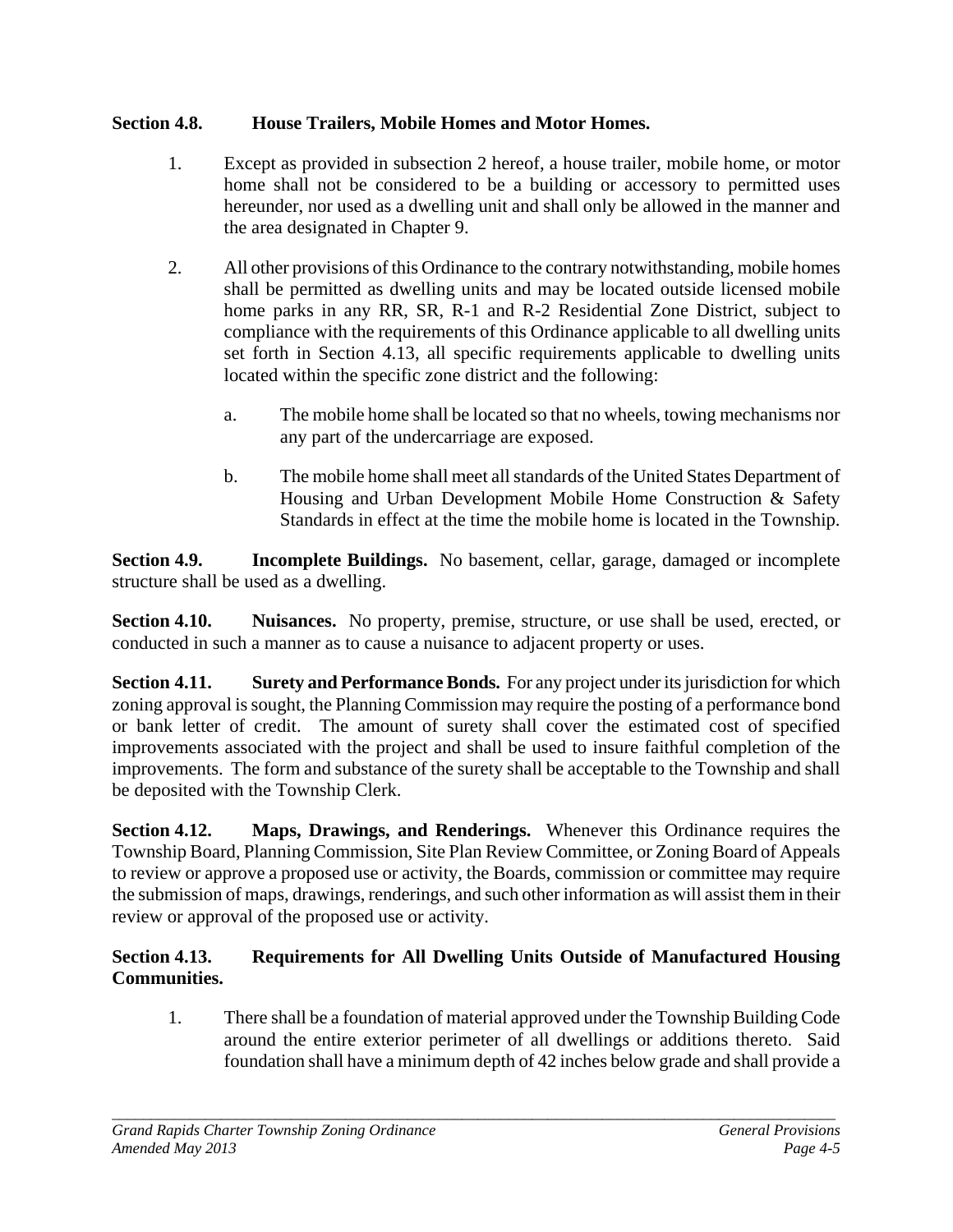**Section 4.8. House Trailers, Mobile Homes and Motor Homes.**

1. Except as provided in subsection 2 hereof, a house trailer, mobile home, or motor home shall not be considered to be a building or accessory to permitted uses hereunder, nor used as a dwelling unit and shall only be allowed in the manner and the area designated in Chapter 9.

2. All other provisions of this Ordinance to the contrary notwithstanding, mobile homes shall be permitted as dwelling units and may be located outside licensed mobile home parks in any RR, SR, R-1 and R-2 Residential Zone District, subject to compliance with the requirements of this Ordinance applicable to all dwelling units set forth in Section 4.13, all specific requirements applicable to dwelling units located within the specific zone district and the following:

   a. The mobile home shall be located so that no wheels, towing mechanisms nor any part of the undercarriage are exposed.

   b. The mobile home shall meet all standards of the United States Department of Housing and Urban Development Mobile Home Construction & Safety Standards in effect at the time the mobile home is located in the Township.

**Section 4.9. Incomplete Buildings.** No basement, cellar, garage, damaged or incomplete structure shall be used as a dwelling.

**Section 4.10. Nuisances.** No property, premise, structure, or use shall be used, erected, or conducted in such a manner as to cause a nuisance to adjacent property or uses.

**Section 4.11. Surety and Performance Bonds.** For any project under its jurisdiction for which zoning approval is sought, the Planning Commission may require the posting of a performance bond or bank letter of credit. The amount of surety shall cover the estimated cost of specified improvements associated with the project and shall be used to insure faithful completion of the improvements. The form and substance of the surety shall be acceptable to the Township and shall be deposited with the Township Clerk.

**Section 4.12. Maps, Drawings, and Renderings.** Whenever this Ordinance requires the Township Board, Planning Commission, Site Plan Review Committee, or Zoning Board of Appeals to review or approve a proposed use or activity, the Boards, commission or committee may require the submission of maps, drawings, renderings, and such other information as will assist them in their review or approval of the proposed use or activity.

**Section 4.13. Requirements for All Dwelling Units Outside of Manufactured Housing Communities.**

1. There shall be a foundation of material approved under the Township Building Code around the entire exterior perimeter of all dwellings or additions thereto. Said foundation shall have a minimum depth of 42 inches below grade and shall provide a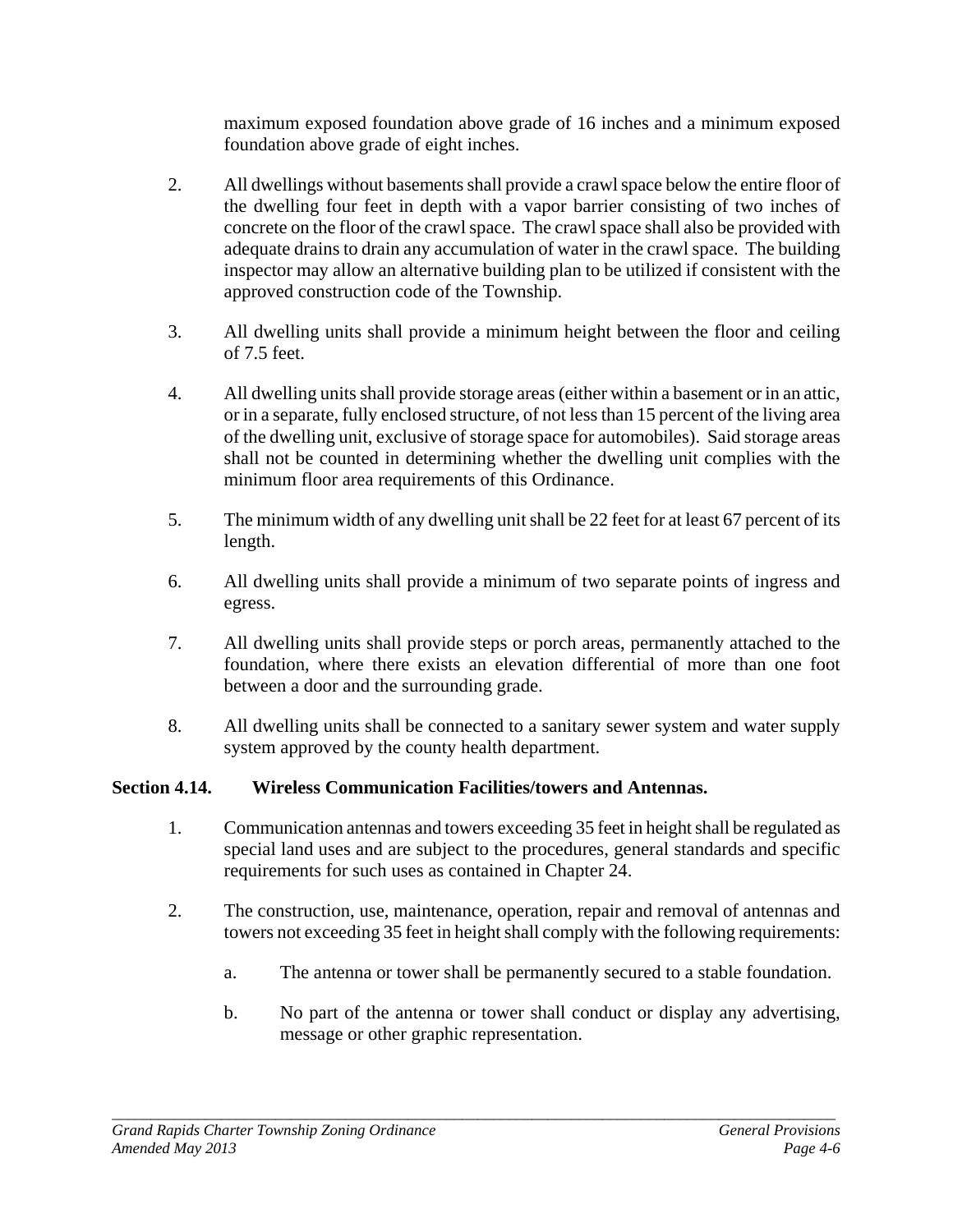maximum exposed foundation above grade of 16 inches and a minimum exposed foundation above grade of eight inches.

2. All dwellings without basements shall provide a crawl space below the entire floor of the dwelling four feet in depth with a vapor barrier consisting of two inches of concrete on the floor of the crawl space. The crawl space shall also be provided with adequate drains to drain any accumulation of water in the crawl space. The building inspector may allow an alternative building plan to be utilized if consistent with the approved construction code of the Township.

3. All dwelling units shall provide a minimum height between the floor and ceiling of 7.5 feet.

4. All dwelling units shall provide storage areas (either within a basement or in an attic, or in a separate, fully enclosed structure, of not less than 15 percent of the living area of the dwelling unit, exclusive of storage space for automobiles). Said storage areas shall not be counted in determining whether the dwelling unit complies with the minimum floor area requirements of this Ordinance.

5. The minimum width of any dwelling unit shall be 22 feet for at least 67 percent of its length.

6. All dwelling units shall provide a minimum of two separate points of ingress and egress.

7. All dwelling units shall provide steps or porch areas, permanently attached to the foundation, where there exists an elevation differential of more than one foot between a door and the surrounding grade.

8. All dwelling units shall be connected to a sanitary sewer system and water supply system approved by the county health department.

## Section 4.14. Wireless Communication Facilities/towers and Antennas.

1. Communication antennas and towers exceeding 35 feet in height shall be regulated as special land uses and are subject to the procedures, general standards and specific requirements for such uses as contained in Chapter 24.

2. The construction, use, maintenance, operation, repair and removal of antennas and towers not exceeding 35 feet in height shall comply with the following requirements:

   a. The antenna or tower shall be permanently secured to a stable foundation.

   b. No part of the antenna or tower shall conduct or display any advertising, message or other graphic representation.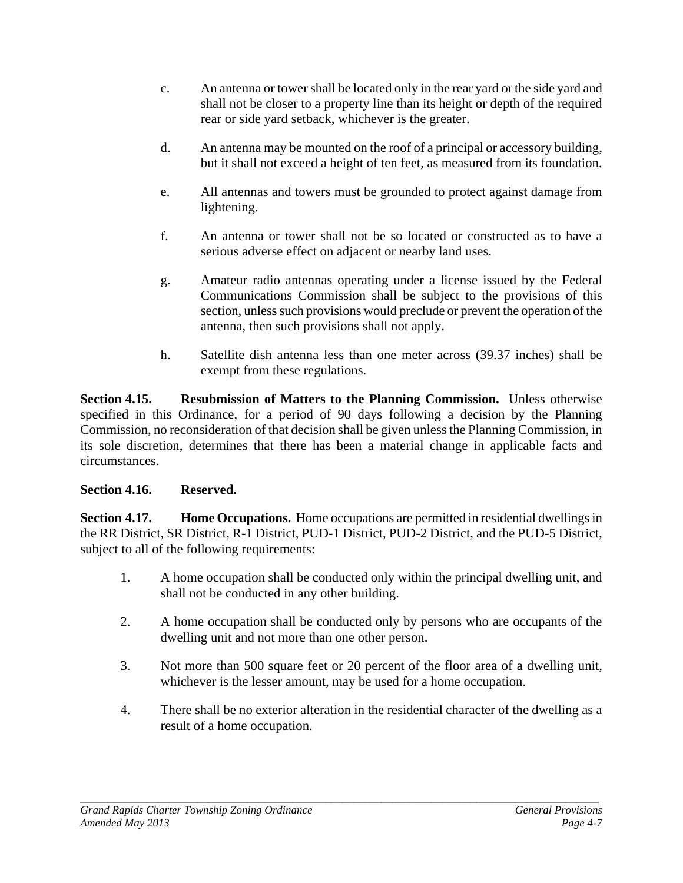c. An antenna or tower shall be located only in the rear yard or the side yard and shall not be closer to a property line than its height or depth of the required rear or side yard setback, whichever is the greater.

d. An antenna may be mounted on the roof of a principal or accessory building, but it shall not exceed a height of ten feet, as measured from its foundation.

e. All antennas and towers must be grounded to protect against damage from lightening.

f. An antenna or tower shall not be so located or constructed as to have a serious adverse effect on adjacent or nearby land uses.

g. Amateur radio antennas operating under a license issued by the Federal Communications Commission shall be subject to the provisions of this section, unless such provisions would preclude or prevent the operation of the antenna, then such provisions shall not apply.

h. Satellite dish antenna less than one meter across (39.37 inches) shall be exempt from these regulations.

**Section 4.15. Resubmission of Matters to the Planning Commission.** Unless otherwise specified in this Ordinance, for a period of 90 days following a decision by the Planning Commission, no reconsideration of that decision shall be given unless the Planning Commission, in its sole discretion, determines that there has been a material change in applicable facts and circumstances.

**Section 4.16. Reserved.**

**Section 4.17. Home Occupations.** Home occupations are permitted in residential dwellings in the RR District, SR District, R-1 District, PUD-1 District, PUD-2 District, and the PUD-5 District, subject to all of the following requirements:

1. A home occupation shall be conducted only within the principal dwelling unit, and shall not be conducted in any other building.

2. A home occupation shall be conducted only by persons who are occupants of the dwelling unit and not more than one other person.

3. Not more than 500 square feet or 20 percent of the floor area of a dwelling unit, whichever is the lesser amount, may be used for a home occupation.

4. There shall be no exterior alteration in the residential character of the dwelling as a result of a home occupation.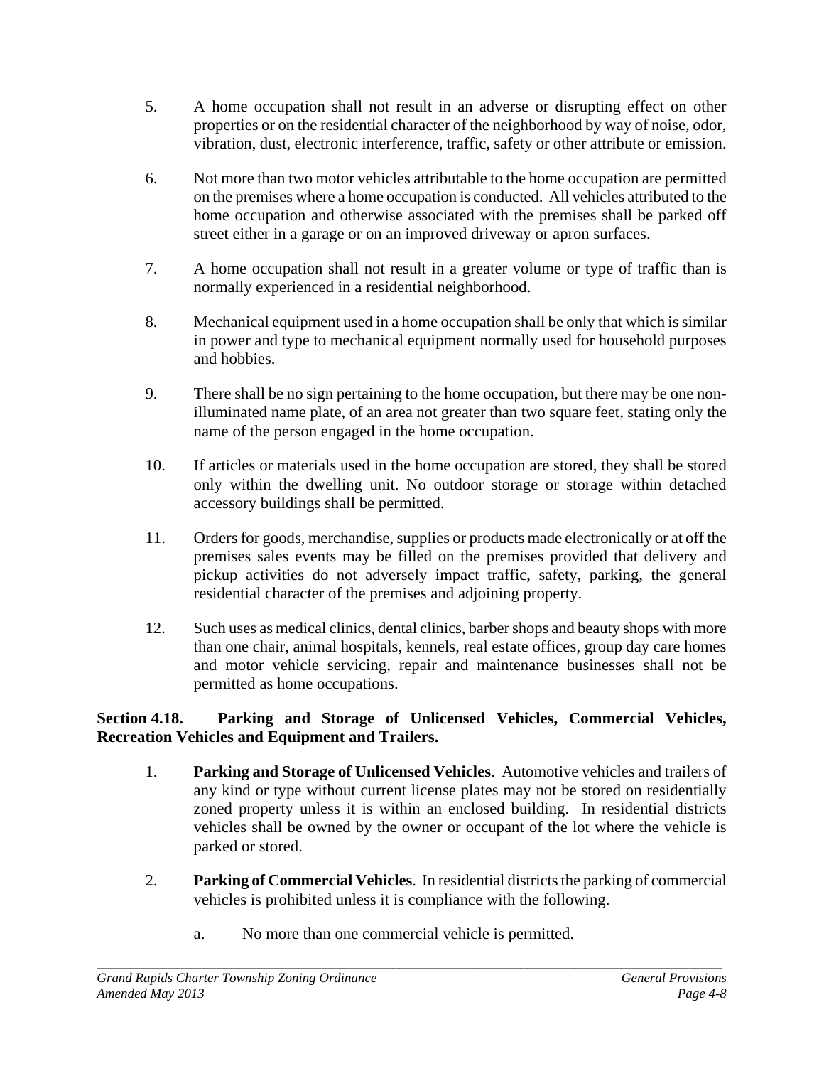5. A home occupation shall not result in an adverse or disrupting effect on other properties or on the residential character of the neighborhood by way of noise, odor, vibration, dust, electronic interference, traffic, safety or other attribute or emission.

6. Not more than two motor vehicles attributable to the home occupation are permitted on the premises where a home occupation is conducted. All vehicles attributed to the home occupation and otherwise associated with the premises shall be parked off street either in a garage or on an improved driveway or apron surfaces.

7. A home occupation shall not result in a greater volume or type of traffic than is normally experienced in a residential neighborhood.

8. Mechanical equipment used in a home occupation shall be only that which is similar in power and type to mechanical equipment normally used for household purposes and hobbies.

9. There shall be no sign pertaining to the home occupation, but there may be one non-illuminated name plate, of an area not greater than two square feet, stating only the name of the person engaged in the home occupation.

10. If articles or materials used in the home occupation are stored, they shall be stored only within the dwelling unit. No outdoor storage or storage within detached accessory buildings shall be permitted.

11. Orders for goods, merchandise, supplies or products made electronically or at off the premises sales events may be filled on the premises provided that delivery and pickup activities do not adversely impact traffic, safety, parking, the general residential character of the premises and adjoining property.

12. Such uses as medical clinics, dental clinics, barber shops and beauty shops with more than one chair, animal hospitals, kennels, real estate offices, group day care homes and motor vehicle servicing, repair and maintenance businesses shall not be permitted as home occupations.

**Section 4.18. Parking and Storage of Unlicensed Vehicles, Commercial Vehicles, Recreation Vehicles and Equipment and Trailers.**

1. **Parking and Storage of Unlicensed Vehicles**. Automotive vehicles and trailers of any kind or type without current license plates may not be stored on residentially zoned property unless it is within an enclosed building. In residential districts vehicles shall be owned by the owner or occupant of the lot where the vehicle is parked or stored.

2. **Parking of Commercial Vehicles**. In residential districts the parking of commercial vehicles is prohibited unless it is compliance with the following.

   a. No more than one commercial vehicle is permitted.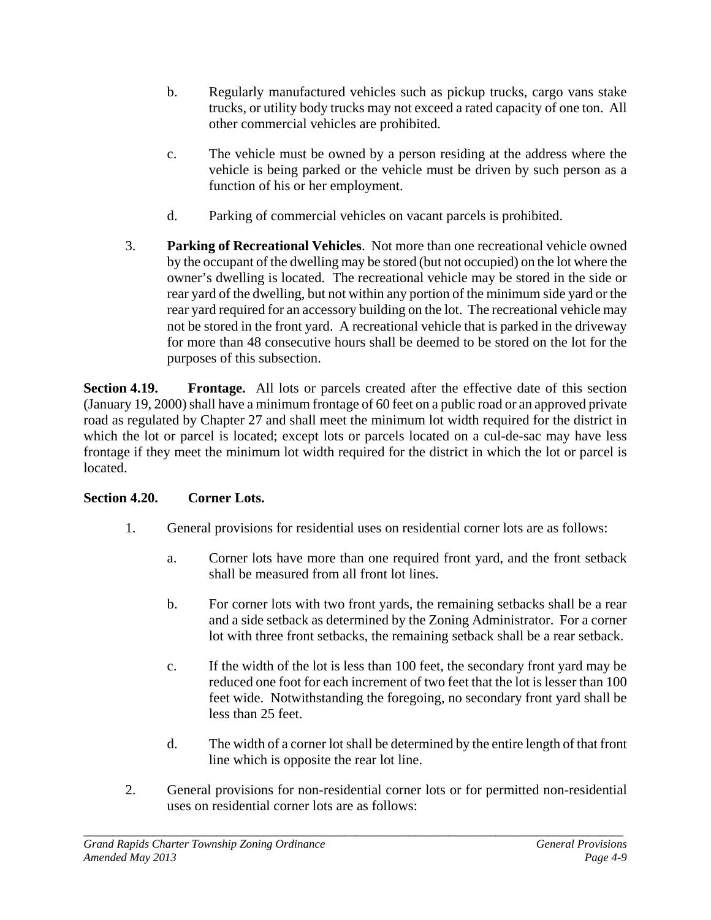b. Regularly manufactured vehicles such as pickup trucks, cargo vans stake trucks, or utility body trucks may not exceed a rated capacity of one ton. All other commercial vehicles are prohibited.

c. The vehicle must be owned by a person residing at the address where the vehicle is being parked or the vehicle must be driven by such person as a function of his or her employment.

d. Parking of commercial vehicles on vacant parcels is prohibited.

3. **Parking of Recreational Vehicles**. Not more than one recreational vehicle owned by the occupant of the dwelling may be stored (but not occupied) on the lot where the owner's dwelling is located. The recreational vehicle may be stored in the side or rear yard of the dwelling, but not within any portion of the minimum side yard or the rear yard required for an accessory building on the lot. The recreational vehicle may not be stored in the front yard. A recreational vehicle that is parked in the driveway for more than 48 consecutive hours shall be deemed to be stored on the lot for the purposes of this subsection.

**Section 4.19. Frontage.** All lots or parcels created after the effective date of this section (January 19, 2000) shall have a minimum frontage of 60 feet on a public road or an approved private road as regulated by Chapter 27 and shall meet the minimum lot width required for the district in which the lot or parcel is located; except lots or parcels located on a cul-de-sac may have less frontage if they meet the minimum lot width required for the district in which the lot or parcel is located.

**Section 4.20. Corner Lots.**

1. General provisions for residential uses on residential corner lots are as follows:

   a. Corner lots have more than one required front yard, and the front setback shall be measured from all front lot lines.

   b. For corner lots with two front yards, the remaining setbacks shall be a rear and a side setback as determined by the Zoning Administrator. For a corner lot with three front setbacks, the remaining setback shall be a rear setback.

   c. If the width of the lot is less than 100 feet, the secondary front yard may be reduced one foot for each increment of two feet that the lot is lesser than 100 feet wide. Notwithstanding the foregoing, no secondary front yard shall be less than 25 feet.

   d. The width of a corner lot shall be determined by the entire length of that front line which is opposite the rear lot line.

2. General provisions for non-residential corner lots or for permitted non-residential uses on residential corner lots are as follows: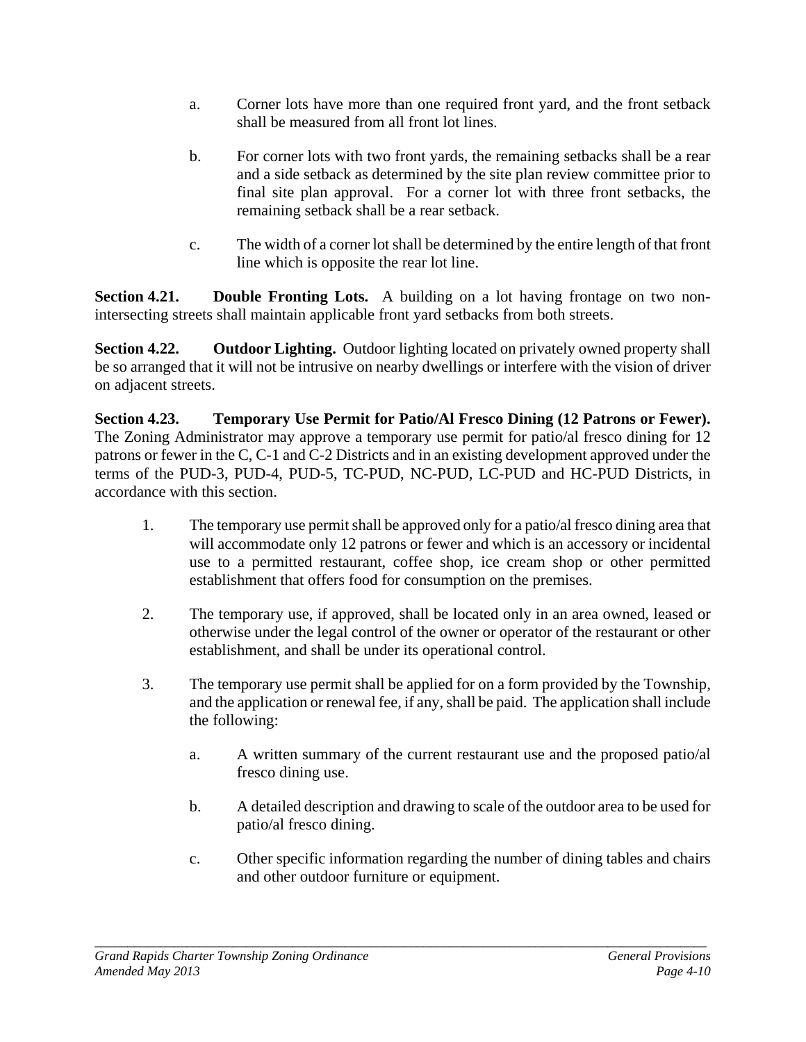a. Corner lots have more than one required front yard, and the front setback shall be measured from all front lot lines.

b. For corner lots with two front yards, the remaining setbacks shall be a rear and a side setback as determined by the site plan review committee prior to final site plan approval. For a corner lot with three front setbacks, the remaining setback shall be a rear setback.

c. The width of a corner lot shall be determined by the entire length of that front line which is opposite the rear lot line.

**Section 4.21. Double Fronting Lots.** A building on a lot having frontage on two non-intersecting streets shall maintain applicable front yard setbacks from both streets.

**Section 4.22. Outdoor Lighting.** Outdoor lighting located on privately owned property shall be so arranged that it will not be intrusive on nearby dwellings or interfere with the vision of driver on adjacent streets.

**Section 4.23. Temporary Use Permit for Patio/Al Fresco Dining (12 Patrons or Fewer).** The Zoning Administrator may approve a temporary use permit for patio/al fresco dining for 12 patrons or fewer in the C, C-1 and C-2 Districts and in an existing development approved under the terms of the PUD-3, PUD-4, PUD-5, TC-PUD, NC-PUD, LC-PUD and HC-PUD Districts, in accordance with this section.

1. The temporary use permit shall be approved only for a patio/al fresco dining area that will accommodate only 12 patrons or fewer and which is an accessory or incidental use to a permitted restaurant, coffee shop, ice cream shop or other permitted establishment that offers food for consumption on the premises.

2. The temporary use, if approved, shall be located only in an area owned, leased or otherwise under the legal control of the owner or operator of the restaurant or other establishment, and shall be under its operational control.

3. The temporary use permit shall be applied for on a form provided by the Township, and the application or renewal fee, if any, shall be paid. The application shall include the following:

   a. A written summary of the current restaurant use and the proposed patio/al fresco dining use.

   b. A detailed description and drawing to scale of the outdoor area to be used for patio/al fresco dining.

   c. Other specific information regarding the number of dining tables and chairs and other outdoor furniture or equipment.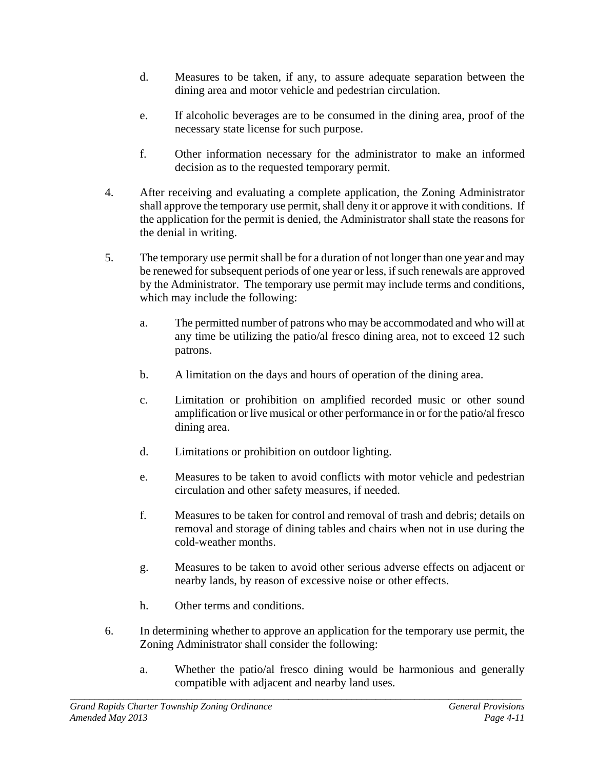d. Measures to be taken, if any, to assure adequate separation between the dining area and motor vehicle and pedestrian circulation.

e. If alcoholic beverages are to be consumed in the dining area, proof of the necessary state license for such purpose.

f. Other information necessary for the administrator to make an informed decision as to the requested temporary permit.

4. After receiving and evaluating a complete application, the Zoning Administrator shall approve the temporary use permit, shall deny it or approve it with conditions. If the application for the permit is denied, the Administrator shall state the reasons for the denial in writing.

5. The temporary use permit shall be for a duration of not longer than one year and may be renewed for subsequent periods of one year or less, if such renewals are approved by the Administrator. The temporary use permit may include terms and conditions, which may include the following:

   a. The permitted number of patrons who may be accommodated and who will at any time be utilizing the patio/al fresco dining area, not to exceed 12 such patrons.

   b. A limitation on the days and hours of operation of the dining area.

   c. Limitation or prohibition on amplified recorded music or other sound amplification or live musical or other performance in or for the patio/al fresco dining area.

   d. Limitations or prohibition on outdoor lighting.

   e. Measures to be taken to avoid conflicts with motor vehicle and pedestrian circulation and other safety measures, if needed.

   f. Measures to be taken for control and removal of trash and debris; details on removal and storage of dining tables and chairs when not in use during the cold-weather months.

   g. Measures to be taken to avoid other serious adverse effects on adjacent or nearby lands, by reason of excessive noise or other effects.

   h. Other terms and conditions.

6. In determining whether to approve an application for the temporary use permit, the Zoning Administrator shall consider the following:

   a. Whether the patio/al fresco dining would be harmonious and generally compatible with adjacent and nearby land uses.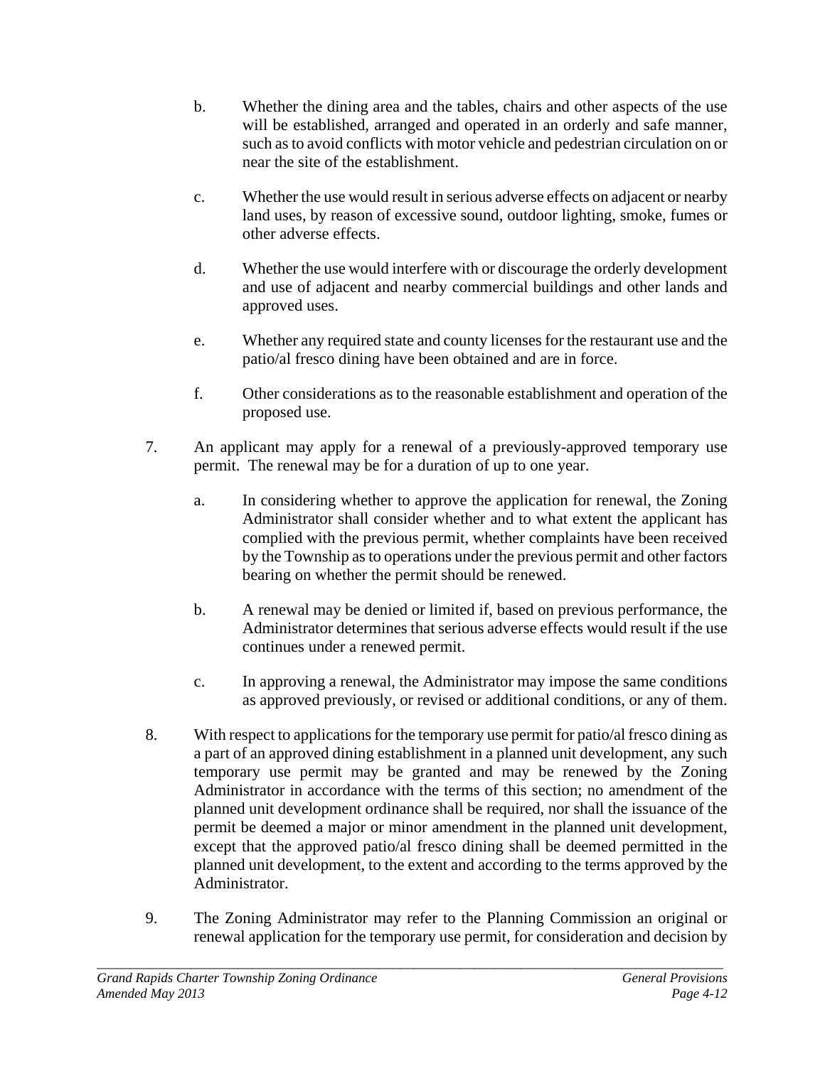b. Whether the dining area and the tables, chairs and other aspects of the use will be established, arranged and operated in an orderly and safe manner, such as to avoid conflicts with motor vehicle and pedestrian circulation on or near the site of the establishment.

c. Whether the use would result in serious adverse effects on adjacent or nearby land uses, by reason of excessive sound, outdoor lighting, smoke, fumes or other adverse effects.

d. Whether the use would interfere with or discourage the orderly development and use of adjacent and nearby commercial buildings and other lands and approved uses.

e. Whether any required state and county licenses for the restaurant use and the patio/al fresco dining have been obtained and are in force.

f. Other considerations as to the reasonable establishment and operation of the proposed use.

7. An applicant may apply for a renewal of a previously-approved temporary use permit. The renewal may be for a duration of up to one year.

   a. In considering whether to approve the application for renewal, the Zoning Administrator shall consider whether and to what extent the applicant has complied with the previous permit, whether complaints have been received by the Township as to operations under the previous permit and other factors bearing on whether the permit should be renewed.

   b. A renewal may be denied or limited if, based on previous performance, the Administrator determines that serious adverse effects would result if the use continues under a renewed permit.

   c. In approving a renewal, the Administrator may impose the same conditions as approved previously, or revised or additional conditions, or any of them.

8. With respect to applications for the temporary use permit for patio/al fresco dining as a part of an approved dining establishment in a planned unit development, any such temporary use permit may be granted and may be renewed by the Zoning Administrator in accordance with the terms of this section; no amendment of the planned unit development ordinance shall be required, nor shall the issuance of the permit be deemed a major or minor amendment in the planned unit development, except that the approved patio/al fresco dining shall be deemed permitted in the planned unit development, to the extent and according to the terms approved by the Administrator.

9. The Zoning Administrator may refer to the Planning Commission an original or renewal application for the temporary use permit, for consideration and decision by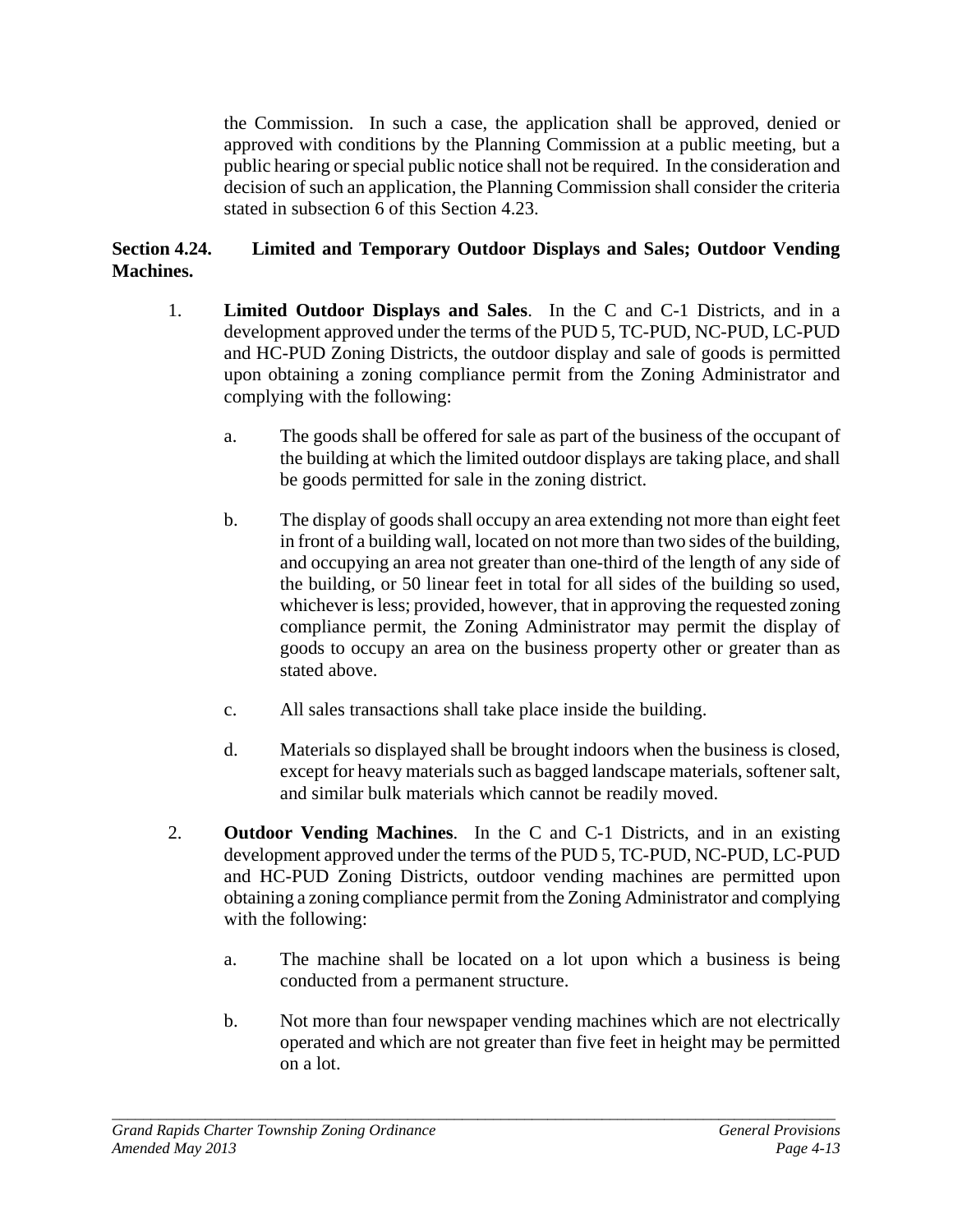the Commission. In such a case, the application shall be approved, denied or approved with conditions by the Planning Commission at a public meeting, but a public hearing or special public notice shall not be required. In the consideration and decision of such an application, the Planning Commission shall consider the criteria stated in subsection 6 of this Section 4.23.

**Section 4.24. Limited and Temporary Outdoor Displays and Sales; Outdoor Vending Machines.**

1. **Limited Outdoor Displays and Sales**. In the C and C-1 Districts, and in a development approved under the terms of the PUD 5, TC-PUD, NC-PUD, LC-PUD and HC-PUD Zoning Districts, the outdoor display and sale of goods is permitted upon obtaining a zoning compliance permit from the Zoning Administrator and complying with the following:

   a. The goods shall be offered for sale as part of the business of the occupant of the building at which the limited outdoor displays are taking place, and shall be goods permitted for sale in the zoning district.

   b. The display of goods shall occupy an area extending not more than eight feet in front of a building wall, located on not more than two sides of the building, and occupying an area not greater than one-third of the length of any side of the building, or 50 linear feet in total for all sides of the building so used, whichever is less; provided, however, that in approving the requested zoning compliance permit, the Zoning Administrator may permit the display of goods to occupy an area on the business property other or greater than as stated above.

   c. All sales transactions shall take place inside the building.

   d. Materials so displayed shall be brought indoors when the business is closed, except for heavy materials such as bagged landscape materials, softener salt, and similar bulk materials which cannot be readily moved.

2. **Outdoor Vending Machines**. In the C and C-1 Districts, and in an existing development approved under the terms of the PUD 5, TC-PUD, NC-PUD, LC-PUD and HC-PUD Zoning Districts, outdoor vending machines are permitted upon obtaining a zoning compliance permit from the Zoning Administrator and complying with the following:

   a. The machine shall be located on a lot upon which a business is being conducted from a permanent structure.

   b. Not more than four newspaper vending machines which are not electrically operated and which are not greater than five feet in height may be permitted on a lot.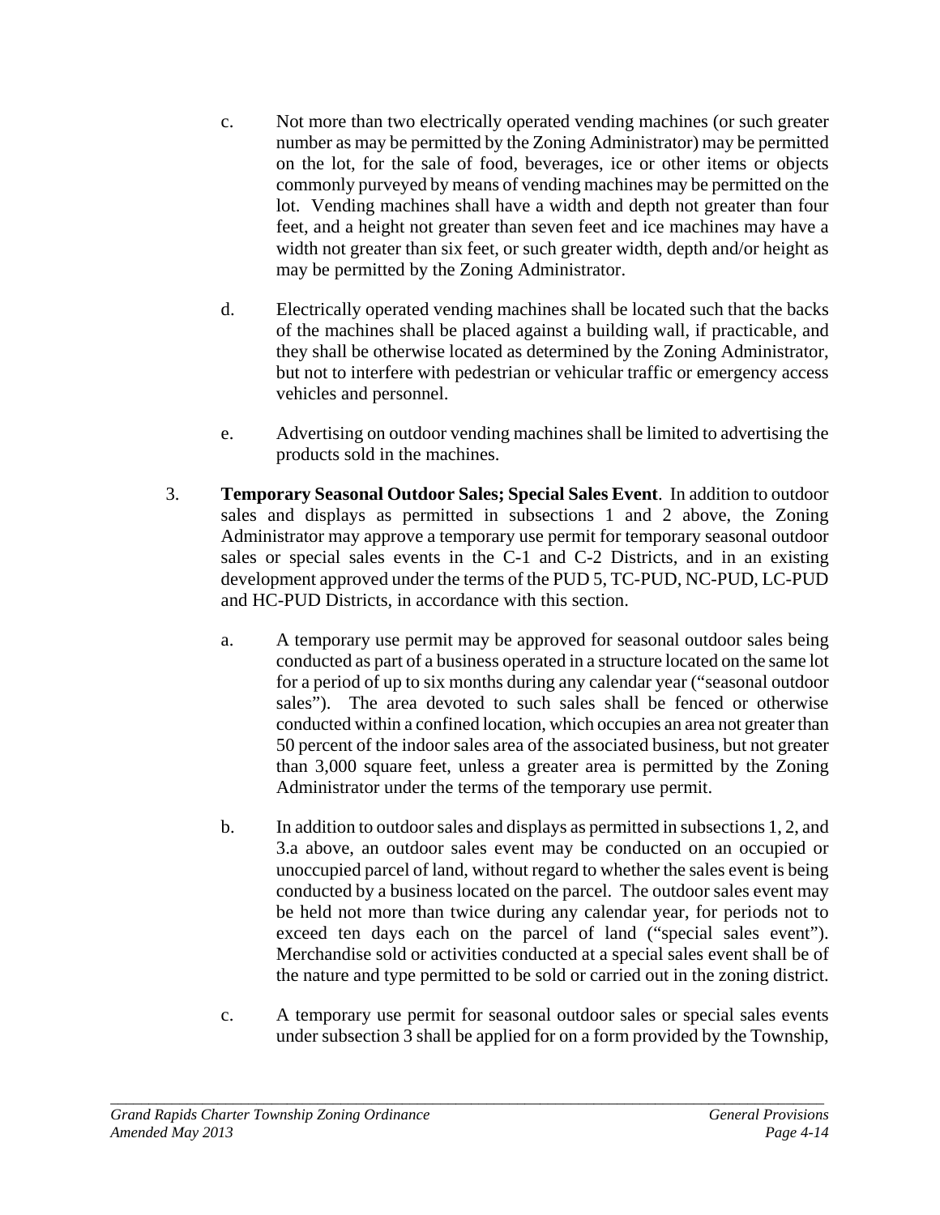c. Not more than two electrically operated vending machines (or such greater number as may be permitted by the Zoning Administrator) may be permitted on the lot, for the sale of food, beverages, ice or other items or objects commonly purveyed by means of vending machines may be permitted on the lot. Vending machines shall have a width and depth not greater than four feet, and a height not greater than seven feet and ice machines may have a width not greater than six feet, or such greater width, depth and/or height as may be permitted by the Zoning Administrator.

d. Electrically operated vending machines shall be located such that the backs of the machines shall be placed against a building wall, if practicable, and they shall be otherwise located as determined by the Zoning Administrator, but not to interfere with pedestrian or vehicular traffic or emergency access vehicles and personnel.

e. Advertising on outdoor vending machines shall be limited to advertising the products sold in the machines.

3. **Temporary Seasonal Outdoor Sales; Special Sales Event**. In addition to outdoor sales and displays as permitted in subsections 1 and 2 above, the Zoning Administrator may approve a temporary use permit for temporary seasonal outdoor sales or special sales events in the C-1 and C-2 Districts, and in an existing development approved under the terms of the PUD 5, TC-PUD, NC-PUD, LC-PUD and HC-PUD Districts, in accordance with this section.

   a. A temporary use permit may be approved for seasonal outdoor sales being conducted as part of a business operated in a structure located on the same lot for a period of up to six months during any calendar year ("seasonal outdoor sales"). The area devoted to such sales shall be fenced or otherwise conducted within a confined location, which occupies an area not greater than 50 percent of the indoor sales area of the associated business, but not greater than 3,000 square feet, unless a greater area is permitted by the Zoning Administrator under the terms of the temporary use permit.

   b. In addition to outdoor sales and displays as permitted in subsections 1, 2, and 3.a above, an outdoor sales event may be conducted on an occupied or unoccupied parcel of land, without regard to whether the sales event is being conducted by a business located on the parcel. The outdoor sales event may be held not more than twice during any calendar year, for periods not to exceed ten days each on the parcel of land ("special sales event"). Merchandise sold or activities conducted at a special sales event shall be of the nature and type permitted to be sold or carried out in the zoning district.

   c. A temporary use permit for seasonal outdoor sales or special sales events under subsection 3 shall be applied for on a form provided by the Township,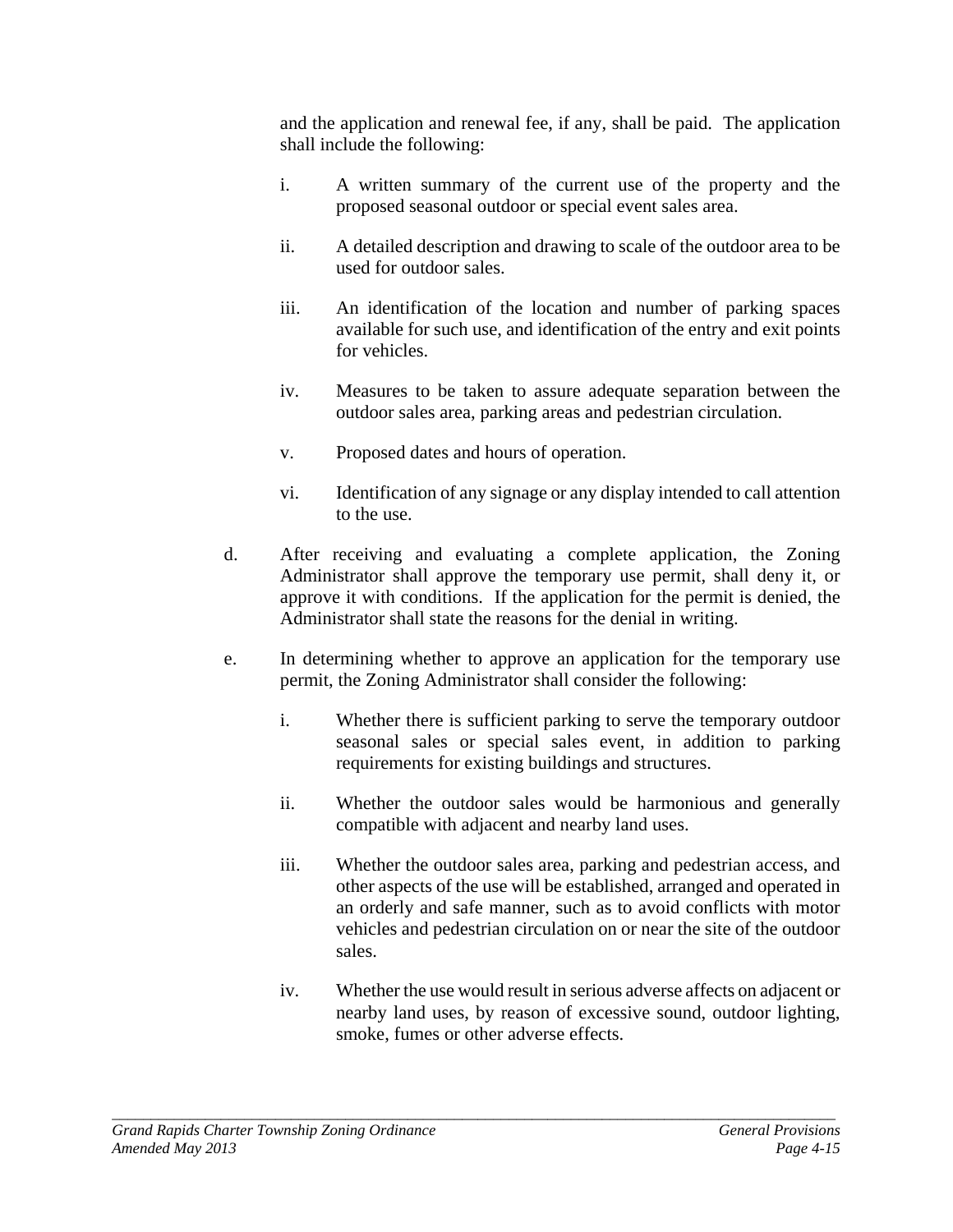and the application and renewal fee, if any, shall be paid. The application shall include the following:

i. A written summary of the current use of the property and the proposed seasonal outdoor or special event sales area.

ii. A detailed description and drawing to scale of the outdoor area to be used for outdoor sales.

iii. An identification of the location and number of parking spaces available for such use, and identification of the entry and exit points for vehicles.

iv. Measures to be taken to assure adequate separation between the outdoor sales area, parking areas and pedestrian circulation.

v. Proposed dates and hours of operation.

vi. Identification of any signage or any display intended to call attention to the use.

d. After receiving and evaluating a complete application, the Zoning Administrator shall approve the temporary use permit, shall deny it, or approve it with conditions. If the application for the permit is denied, the Administrator shall state the reasons for the denial in writing.

e. In determining whether to approve an application for the temporary use permit, the Zoning Administrator shall consider the following:

i. Whether there is sufficient parking to serve the temporary outdoor seasonal sales or special sales event, in addition to parking requirements for existing buildings and structures.

ii. Whether the outdoor sales would be harmonious and generally compatible with adjacent and nearby land uses.

iii. Whether the outdoor sales area, parking and pedestrian access, and other aspects of the use will be established, arranged and operated in an orderly and safe manner, such as to avoid conflicts with motor vehicles and pedestrian circulation on or near the site of the outdoor sales.

iv. Whether the use would result in serious adverse affects on adjacent or nearby land uses, by reason of excessive sound, outdoor lighting, smoke, fumes or other adverse effects.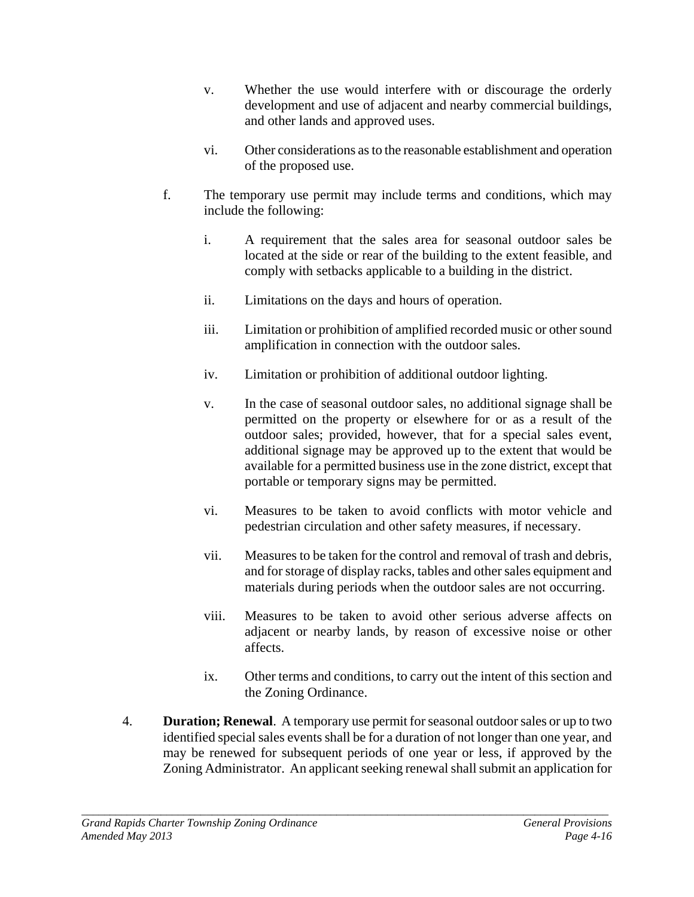v. Whether the use would interfere with or discourage the orderly development and use of adjacent and nearby commercial buildings, and other lands and approved uses.

vi. Other considerations as to the reasonable establishment and operation of the proposed use.

f. The temporary use permit may include terms and conditions, which may include the following:

i. A requirement that the sales area for seasonal outdoor sales be located at the side or rear of the building to the extent feasible, and comply with setbacks applicable to a building in the district.

ii. Limitations on the days and hours of operation.

iii. Limitation or prohibition of amplified recorded music or other sound amplification in connection with the outdoor sales.

iv. Limitation or prohibition of additional outdoor lighting.

v. In the case of seasonal outdoor sales, no additional signage shall be permitted on the property or elsewhere for or as a result of the outdoor sales; provided, however, that for a special sales event, additional signage may be approved up to the extent that would be available for a permitted business use in the zone district, except that portable or temporary signs may be permitted.

vi. Measures to be taken to avoid conflicts with motor vehicle and pedestrian circulation and other safety measures, if necessary.

vii. Measures to be taken for the control and removal of trash and debris, and for storage of display racks, tables and other sales equipment and materials during periods when the outdoor sales are not occurring.

viii. Measures to be taken to avoid other serious adverse affects on adjacent or nearby lands, by reason of excessive noise or other affects.

ix. Other terms and conditions, to carry out the intent of this section and the Zoning Ordinance.

4. **Duration; Renewal**. A temporary use permit for seasonal outdoor sales or up to two identified special sales events shall be for a duration of not longer than one year, and may be renewed for subsequent periods of one year or less, if approved by the Zoning Administrator. An applicant seeking renewal shall submit an application for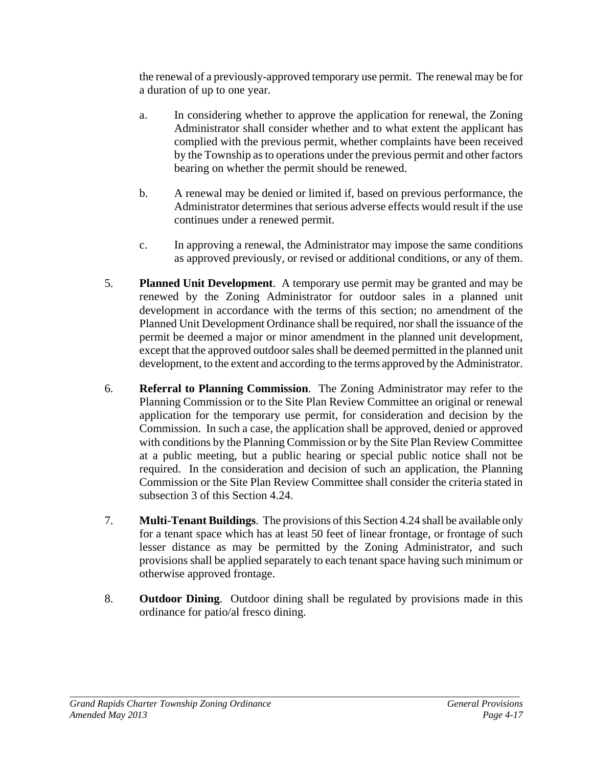the renewal of a previously-approved temporary use permit. The renewal may be for a duration of up to one year.

a. In considering whether to approve the application for renewal, the Zoning Administrator shall consider whether and to what extent the applicant has complied with the previous permit, whether complaints have been received by the Township as to operations under the previous permit and other factors bearing on whether the permit should be renewed.

b. A renewal may be denied or limited if, based on previous performance, the Administrator determines that serious adverse effects would result if the use continues under a renewed permit.

c. In approving a renewal, the Administrator may impose the same conditions as approved previously, or revised or additional conditions, or any of them.

5. **Planned Unit Development**. A temporary use permit may be granted and may be renewed by the Zoning Administrator for outdoor sales in a planned unit development in accordance with the terms of this section; no amendment of the Planned Unit Development Ordinance shall be required, nor shall the issuance of the permit be deemed a major or minor amendment in the planned unit development, except that the approved outdoor sales shall be deemed permitted in the planned unit development, to the extent and according to the terms approved by the Administrator.

6. **Referral to Planning Commission**. The Zoning Administrator may refer to the Planning Commission or to the Site Plan Review Committee an original or renewal application for the temporary use permit, for consideration and decision by the Commission. In such a case, the application shall be approved, denied or approved with conditions by the Planning Commission or by the Site Plan Review Committee at a public meeting, but a public hearing or special public notice shall not be required. In the consideration and decision of such an application, the Planning Commission or the Site Plan Review Committee shall consider the criteria stated in subsection 3 of this Section 4.24.

7. **Multi-Tenant Buildings**. The provisions of this Section 4.24 shall be available only for a tenant space which has at least 50 feet of linear frontage, or frontage of such lesser distance as may be permitted by the Zoning Administrator, and such provisions shall be applied separately to each tenant space having such minimum or otherwise approved frontage.

8. **Outdoor Dining**. Outdoor dining shall be regulated by provisions made in this ordinance for patio/al fresco dining.